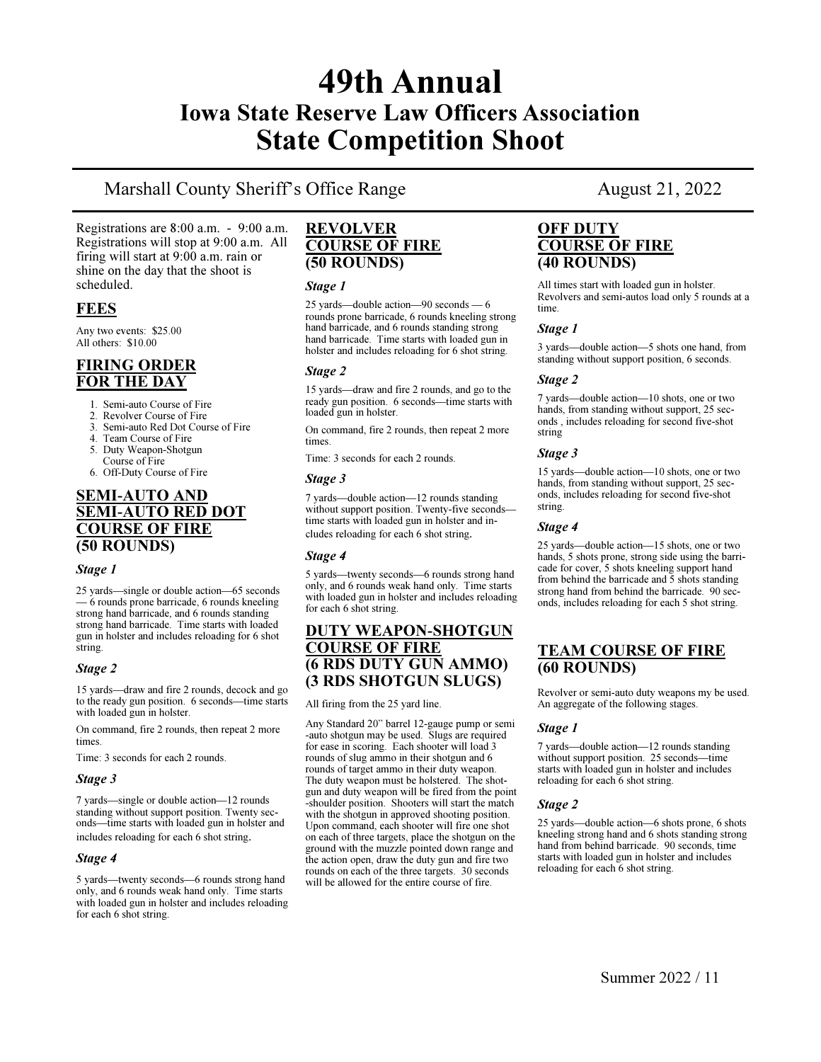# 49th Annual
## Iowa State Reserve Law Officers Association
# State Competition Shoot

Marshall County Sheriff's Office Range August 21, 2022

Registrations are 8:00 a.m. - 9:00 a.m. Registrations will stop at 9:00 a.m. All firing will start at 9:00 a.m. rain or shine on the day that the shoot is scheduled.

## FEES

Any two events: $25.00
All others: $10.00

## FIRING ORDER FOR THE DAY

1. Semi-auto Course of Fire
2. Revolver Course of Fire
3. Semi-auto Red Dot Course of Fire
4. Team Course of Fire
5. Duty Weapon-Shotgun Course of Fire
6. Off-Duty Course of Fire

## SEMI-AUTO AND SEMI-AUTO RED DOT COURSE OF FIRE (50 ROUNDS)

### *Stage 1*

25 yards—single or double action—65 seconds — 6 rounds prone barricade, 6 rounds kneeling strong hand barricade, and 6 rounds standing strong hand barricade. Time starts with loaded gun in holster and includes reloading for 6 shot string.

### *Stage 2*

15 yards—draw and fire 2 rounds, decock and go to the ready gun position. 6 seconds—time starts with loaded gun in holster.

On command, fire 2 rounds, then repeat 2 more times.

Time: 3 seconds for each 2 rounds.

### *Stage 3*

7 yards—single or double action—12 rounds standing without support position. Twenty seconds—time starts with loaded gun in holster and includes reloading for each 6 shot string.

### *Stage 4*

5 yards—twenty seconds—6 rounds strong hand only, and 6 rounds weak hand only. Time starts with loaded gun in holster and includes reloading for each 6 shot string.

## REVOLVER COURSE OF FIRE (50 ROUNDS)

### *Stage 1*

25 yards—double action—90 seconds — 6 rounds prone barricade, 6 rounds kneeling strong hand barricade, and 6 rounds standing strong hand barricade. Time starts with loaded gun in holster and includes reloading for 6 shot string.

### *Stage 2*

15 yards—draw and fire 2 rounds, and go to the ready gun position. 6 seconds—time starts with loaded gun in holster.

On command, fire 2 rounds, then repeat 2 more times.

Time: 3 seconds for each 2 rounds.

### *Stage 3*

7 yards—double action—12 rounds standing without support position. Twenty-five seconds—time starts with loaded gun in holster and includes reloading for each 6 shot string.

### *Stage 4*

5 yards—twenty seconds—6 rounds strong hand only, and 6 rounds weak hand only. Time starts with loaded gun in holster and includes reloading for each 6 shot string.

## DUTY WEAPON-SHOTGUN COURSE OF FIRE (6 RDS DUTY GUN AMMO) (3 RDS SHOTGUN SLUGS)

All firing from the 25 yard line.

Any Standard 20" barrel 12-gauge pump or semi-auto shotgun may be used. Slugs are required for ease in scoring. Each shooter will load 3 rounds of slug ammo in their shotgun and 6 rounds of target ammo in their duty weapon. The duty weapon must be holstered. The shotgun and duty weapon will be fired from the point-shoulder position. Shooters will start the match with the shotgun in approved shooting position. Upon command, each shooter will fire one shot on each of three targets, place the shotgun on the ground with the muzzle pointed down range and the action open, draw the duty gun and fire two rounds on each of the three targets. 30 seconds will be allowed for the entire course of fire.

## OFF DUTY COURSE OF FIRE (40 ROUNDS)

All times start with loaded gun in holster. Revolvers and semi-autos load only 5 rounds at a time.

### *Stage 1*

3 yards—double action—5 shots one hand, from standing without support position, 6 seconds.

### *Stage 2*

7 yards—double action—10 shots, one or two hands, from standing without support, 25 seconds , includes reloading for second five-shot string

### *Stage 3*

15 yards—double action—10 shots, one or two hands, from standing without support, 25 seconds, includes reloading for second five-shot string.

### *Stage 4*

25 yards—double action—15 shots, one or two hands, 5 shots prone, strong side using the barricade for cover, 5 shots kneeling support hand from behind the barricade and 5 shots standing strong hand from behind the barricade. 90 seconds, includes reloading for each 5 shot string.

## TEAM COURSE OF FIRE (60 ROUNDS)

Revolver or semi-auto duty weapons my be used. An aggregate of the following stages.

### *Stage 1*

7 yards—double action—12 rounds standing without support position. 25 seconds—time starts with loaded gun in holster and includes reloading for each 6 shot string.

### *Stage 2*

25 yards—double action—6 shots prone, 6 shots kneeling strong hand and 6 shots standing strong hand from behind barricade. 90 seconds, time starts with loaded gun in holster and includes reloading for each 6 shot string.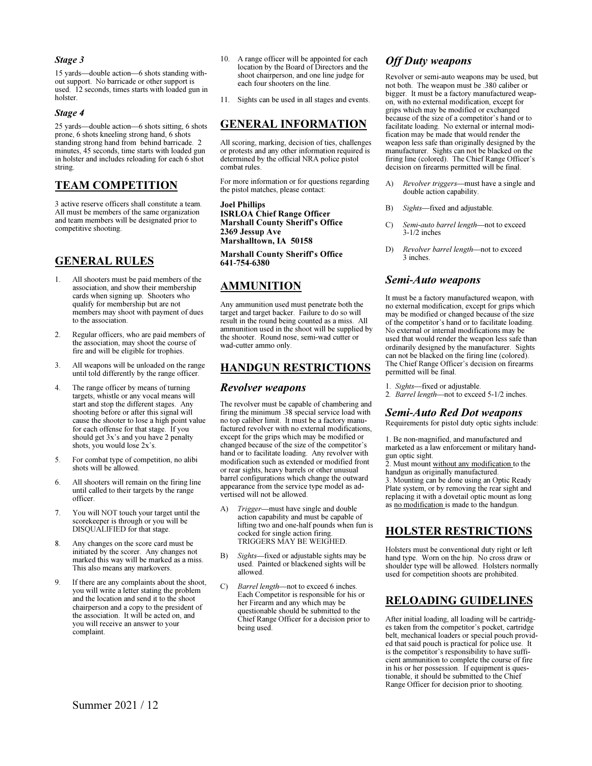### Stage 3

15 yards—double action—6 shots standing without support. No barricade or other support is used. 12 seconds, times starts with loaded gun in holster.

### Stage 4

25 yards—double action—6 shots sitting, 6 shots prone, 6 shots kneeling strong hand, 6 shots standing strong hand from behind barricade. 2 minutes, 45 seconds, time starts with loaded gun in holster and includes reloading for each 6 shot string.

## TEAM COMPETITION

3 active reserve officers shall constitute a team. All must be members of the same organization and team members will be designated prior to competitive shooting.

## GENERAL RULES

1. All shooters must be paid members of the association, and show their membership cards when signing up. Shooters who qualify for membership but are not members may shoot with payment of dues to the association.
2. Regular officers, who are paid members of the association, may shoot the course of fire and will be eligible for trophies.
3. All weapons will be unloaded on the range until told differently by the range officer.
4. The range officer by means of turning targets, whistle or any vocal means will start and stop the different stages. Any shooting before or after this signal will cause the shooter to lose a high point value for each offense for that stage. If you should get 3x's and you have 2 penalty shots, you would lose 2x's.
5. For combat type of competition, no alibi shots will be allowed.
6. All shooters will remain on the firing line until called to their targets by the range officer.
7. You will NOT touch your target until the scorekeeper is through or you will be DISQUALIFIED for that stage.
8. Any changes on the score card must be initiated by the scorer. Any changes not marked this way will be marked as a miss. This also means any markovers.
9. If there are any complaints about the shoot, you will write a letter stating the problem and the location and send it to the shoot chairperson and a copy to the president of the association. It will be acted on, and you will receive an answer to your complaint.
10. A range officer will be appointed for each location by the Board of Directors and the shoot chairperson, and one line judge for each four shooters on the line.
11. Sights can be used in all stages and events.

## GENERAL INFORMATION

All scoring, marking, decision of ties, challenges or protests and any other information required is determined by the official NRA police pistol combat rules.

For more information or for questions regarding the pistol matches, please contact:

**Joel Phillips**
**ISRLOA Chief Range Officer**
**Marshall County Sheriff's Office**
**2369 Jessup Ave**
**Marshalltown, IA 50158**

**Marshall County Sheriff's Office**
**641-754-6380**

## AMMUNITION

Any ammunition used must penetrate both the target and target backer. Failure to do so will result in the round being counted as a miss. All ammunition used in the shoot will be supplied by the shooter. Round nose, semi-wad cutter or wad-cutter ammo only.

## HANDGUN RESTRICTIONS

### Revolver weapons

The revolver must be capable of chambering and firing the minimum .38 special service load with no top caliber limit. It must be a factory manufactured revolver with no external modifications, except for the grips which may be modified or changed because of the size of the competitor's hand or to facilitate loading. Any revolver with modification such as extended or modified front or rear sights, heavy barrels or other unusual barrel configurations which change the outward appearance from the service type model as advertised will not be allowed.

A) *Trigger*—must have single and double action capability and must be capable of lifting two and one-half pounds when fun is cocked for single action firing. TRIGGERS MAY BE WEIGHED.

B) *Sights*—fixed or adjustable sights may be used. Painted or blackened sights will be allowed.

C) *Barrel length*—not to exceed 6 inches. Each Competitor is responsible for his or her Firearm and any which may be questionable should be submitted to the Chief Range Officer for a decision prior to being used.

### Off Duty weapons

Revolver or semi-auto weapons may be used, but not both. The weapon must be .380 caliber or bigger. It must be a factory manufactured weapon, with no external modification, except for grips which may be modified or exchanged because of the size of a competitor's hand or to facilitate loading. No external or internal modification may be made that would render the weapon less safe than originally designed by the manufacturer. Sights can not be blacked on the firing line (colored). The Chief Range Officer's decision on firearms permitted will be final.

A) *Revolver triggers*—must have a single and double action capability.

B) *Sights*—fixed and adjustable.

C) *Semi-auto barrel length*—not to exceed 3-1/2 inches

D) *Revolver barrel length*—not to exceed 3 inches.

### Semi-Auto weapons

It must be a factory manufactured weapon, with no external modification, except for grips which may be modified or changed because of the size of the competitor's hand or to facilitate loading. No external or internal modifications may be used that would render the weapon less safe than ordinarily designed by the manufacturer. Sights can not be blacked on the firing line (colored). The Chief Range Officer's decision on firearms permitted will be final.

1. *Sights*—fixed or adjustable.
2. *Barrel length*—not to exceed 5-1/2 inches.

### Semi-Auto Red Dot weapons

Requirements for pistol duty optic sights include:

1. Be non-magnified, and manufactured and marketed as a law enforcement or military handgun optic sight.
2. Must mount <u>without any modification</u> to the handgun as originally manufactured.
3. Mounting can be done using an Optic Ready Plate system, or by removing the rear sight and replacing it with a dovetail optic mount as long as <u>no modification</u> is made to the handgun.

## HOLSTER RESTRICTIONS

Holsters must be conventional duty right or left hand type. Worn on the hip. No cross draw or shoulder type will be allowed. Holsters normally used for competition shoots are prohibited.

## RELOADING GUIDELINES

After initial loading, all loading will be cartridges taken from the competitor's pocket, cartridge belt, mechanical loaders or special pouch provided that said pouch is practical for police use. It is the competitor's responsibility to have sufficient ammunition to complete the course of fire in his or her possession. If equipment is questionable, it should be submitted to the Chief Range Officer for decision prior to shooting.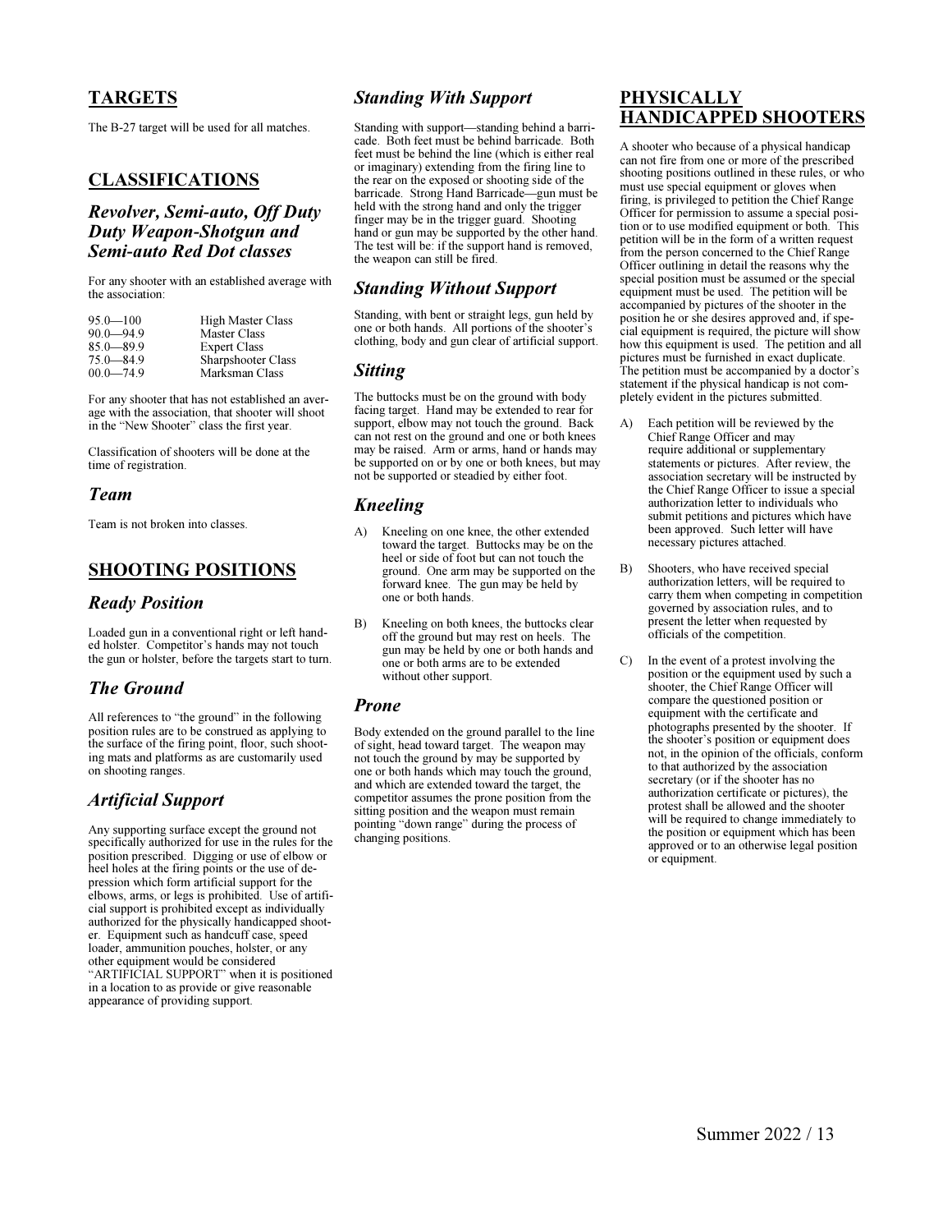## TARGETS

The B-27 target will be used for all matches.

## CLASSIFICATIONS

### *Revolver, Semi-auto, Off Duty Duty Weapon-Shotgun and Semi-auto Red Dot classes*

For any shooter with an established average with the association:

| | |
|---|---|
| 95.0—100 | High Master Class |
| 90.0—94.9 | Master Class |
| 85.0—89.9 | Expert Class |
| 75.0—84.9 | Sharpshooter Class |
| 00.0—74.9 | Marksman Class |

For any shooter that has not established an average with the association, that shooter will shoot in the "New Shooter" class the first year.

Classification of shooters will be done at the time of registration.

### *Team*

Team is not broken into classes.

## SHOOTING POSITIONS

### *Ready Position*

Loaded gun in a conventional right or left handed holster. Competitor's hands may not touch the gun or holster, before the targets start to turn.

### *The Ground*

All references to "the ground" in the following position rules are to be construed as applying to the surface of the firing point, floor, such shooting mats and platforms as are customarily used on shooting ranges.

### *Artificial Support*

Any supporting surface except the ground not specifically authorized for use in the rules for the position prescribed. Digging or use of elbow or heel holes at the firing points or the use of depression which form artificial support for the elbows, arms, or legs is prohibited. Use of artificial support is prohibited except as individually authorized for the physically handicapped shooter. Equipment such as handcuff case, speed loader, ammunition pouches, holster, or any other equipment would be considered "ARTIFICIAL SUPPORT" when it is positioned in a location to as provide or give reasonable appearance of providing support.

### *Standing With Support*

Standing with support—standing behind a barricade. Both feet must be behind barricade. Both feet must be behind the line (which is either real or imaginary) extending from the firing line to the rear on the exposed or shooting side of the barricade. Strong Hand Barricade—gun must be held with the strong hand and only the trigger finger may be in the trigger guard. Shooting hand or gun may be supported by the other hand. The test will be: if the support hand is removed, the weapon can still be fired.

### *Standing Without Support*

Standing, with bent or straight legs, gun held by one or both hands. All portions of the shooter's clothing, body and gun clear of artificial support.

### *Sitting*

The buttocks must be on the ground with body facing target. Hand may be extended to rear for support, elbow may not touch the ground. Back can not rest on the ground and one or both knees may be raised. Arm or arms, hand or hands may be supported on or by one or both knees, but may not be supported or steadied by either foot.

### *Kneeling*

A) Kneeling on one knee, the other extended toward the target. Buttocks may be on the heel or side of foot but can not touch the ground. One arm may be supported on the forward knee. The gun may be held by one or both hands.

B) Kneeling on both knees, the buttocks clear off the ground but may rest on heels. The gun may be held by one or both hands and one or both arms are to be extended without other support.

### *Prone*

Body extended on the ground parallel to the line of sight, head toward target. The weapon may not touch the ground by may be supported by one or both hands which may touch the ground, and which are extended toward the target, the competitor assumes the prone position from the sitting position and the weapon must remain pointing "down range" during the process of changing positions.

## PHYSICALLY HANDICAPPED SHOOTERS

A shooter who because of a physical handicap can not fire from one or more of the prescribed shooting positions outlined in these rules, or who must use special equipment or gloves when firing, is privileged to petition the Chief Range Officer for permission to assume a special position or to use modified equipment or both. This petition will be in the form of a written request from the person concerned to the Chief Range Officer outlining in detail the reasons why the special position must be assumed or the special equipment must be used. The petition will be accompanied by pictures of the shooter in the position he or she desires approved and, if special equipment is required, the picture will show how this equipment is used. The petition and all pictures must be furnished in exact duplicate. The petition must be accompanied by a doctor's statement if the physical handicap is not completely evident in the pictures submitted.

A) Each petition will be reviewed by the Chief Range Officer and may require additional or supplementary statements or pictures. After review, the association secretary will be instructed by the Chief Range Officer to issue a special authorization letter to individuals who submit petitions and pictures which have been approved. Such letter will have necessary pictures attached.

B) Shooters, who have received special authorization letters, will be required to carry them when competing in competition governed by association rules, and to present the letter when requested by officials of the competition.

C) In the event of a protest involving the position or the equipment used by such a shooter, the Chief Range Officer will compare the questioned position or equipment with the certificate and photographs presented by the shooter. If the shooter's position or equipment does not, in the opinion of the officials, conform to that authorized by the association secretary (or if the shooter has no authorization certificate or pictures), the protest shall be allowed and the shooter will be required to change immediately to the position or equipment which has been approved or to an otherwise legal position or equipment.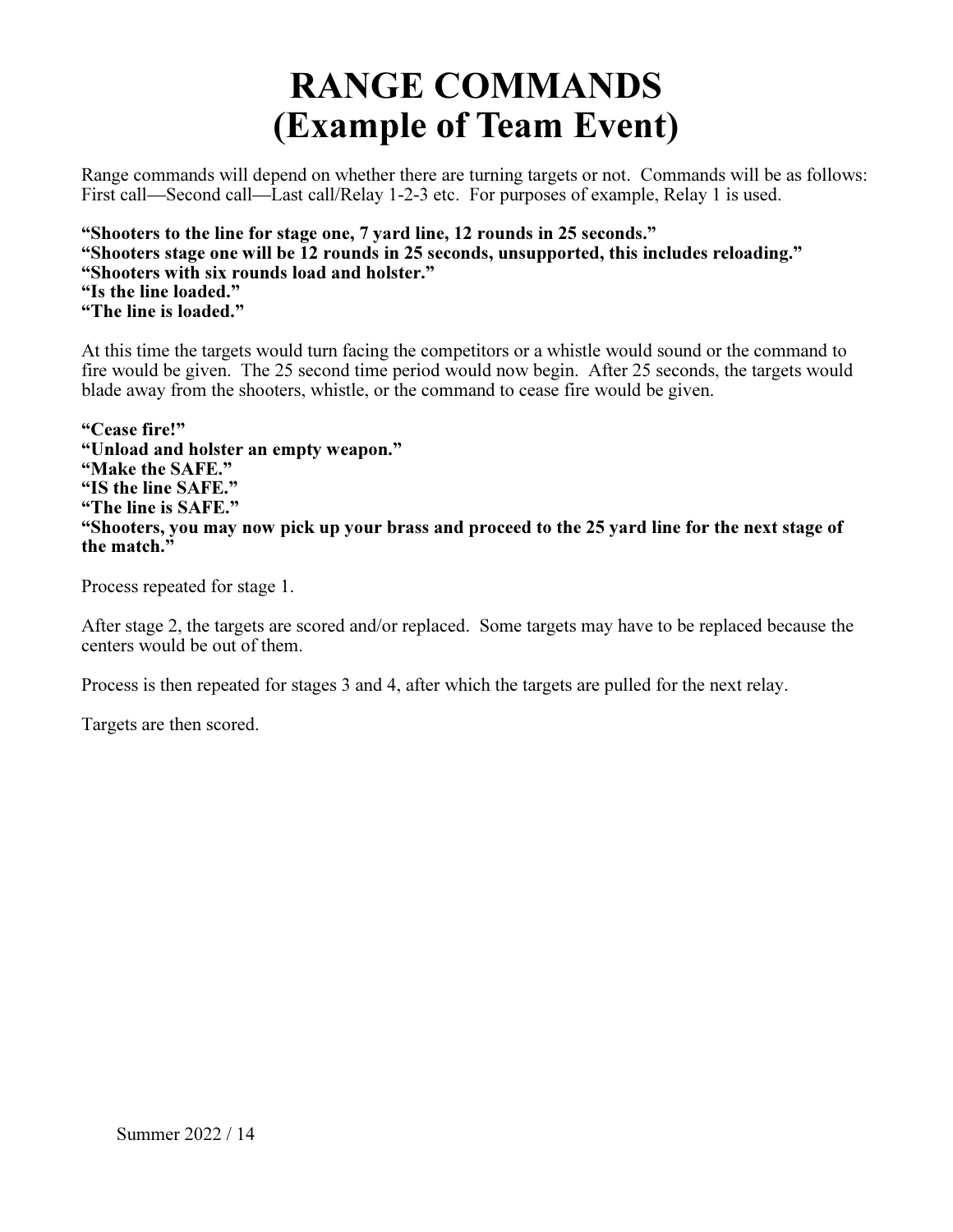# RANGE COMMANDS
# (Example of Team Event)

Range commands will depend on whether there are turning targets or not. Commands will be as follows: First call—Second call—Last call/Relay 1-2-3 etc. For purposes of example, Relay 1 is used.

**"Shooters to the line for stage one, 7 yard line, 12 rounds in 25 seconds."**
**"Shooters stage one will be 12 rounds in 25 seconds, unsupported, this includes reloading."**
**"Shooters with six rounds load and holster."**
**"Is the line loaded."**
**"The line is loaded."**

At this time the targets would turn facing the competitors or a whistle would sound or the command to fire would be given. The 25 second time period would now begin. After 25 seconds, the targets would blade away from the shooters, whistle, or the command to cease fire would be given.

**"Cease fire!"**
**"Unload and holster an empty weapon."**
**"Make the SAFE."**
**"IS the line SAFE."**
**"The line is SAFE."**
**"Shooters, you may now pick up your brass and proceed to the 25 yard line for the next stage of the match."**

Process repeated for stage 1.

After stage 2, the targets are scored and/or replaced. Some targets may have to be replaced because the centers would be out of them.

Process is then repeated for stages 3 and 4, after which the targets are pulled for the next relay.

Targets are then scored.